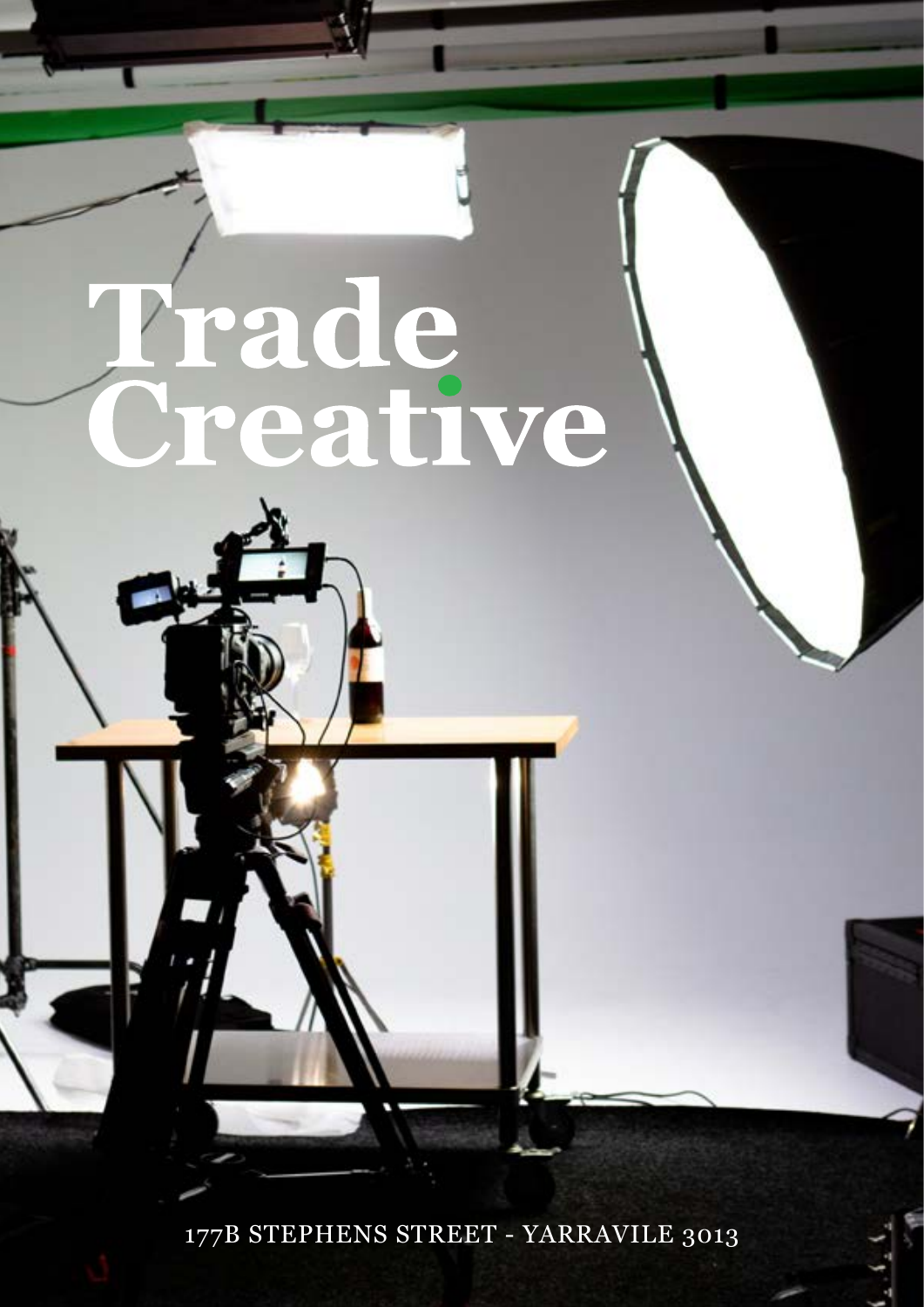# Trade Creative

177B STEPHENS STREET - YARRAVILE 3013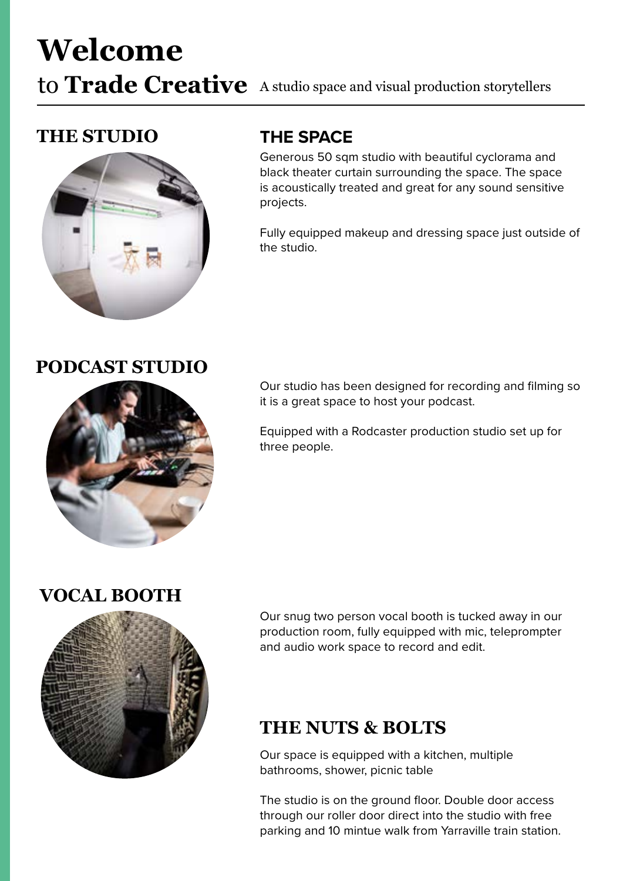# Welcome

to **Trade Creative** A studio space and visual production storytellers

## THE STUDIO

## THE SPACE

Generous 50 sqm studio with beautiful cyclorama and black theater curtain surrounding the space. The space is acoustically treated and great for any sound sensitive projects.

Fully equipped makeup and dressing space just outside of the studio.

## PODCAST STUDIO

Our studio has been designed for recording and filming so it is a great space to host your podcast.

Equipped with a Rodcaster production studio set up for three people.

## VOCAL BOOTH

Our snug two person vocal booth is tucked away in our production room, fully equipped with mic, teleprompter and audio work space to record and edit.

## THE NUTS & BOLTS

Our space is equipped with a kitchen, multiple bathrooms, shower, picnic table

The studio is on the ground floor. Double door access through our roller door direct into the studio with free parking and 10 mintue walk from Yarraville train station.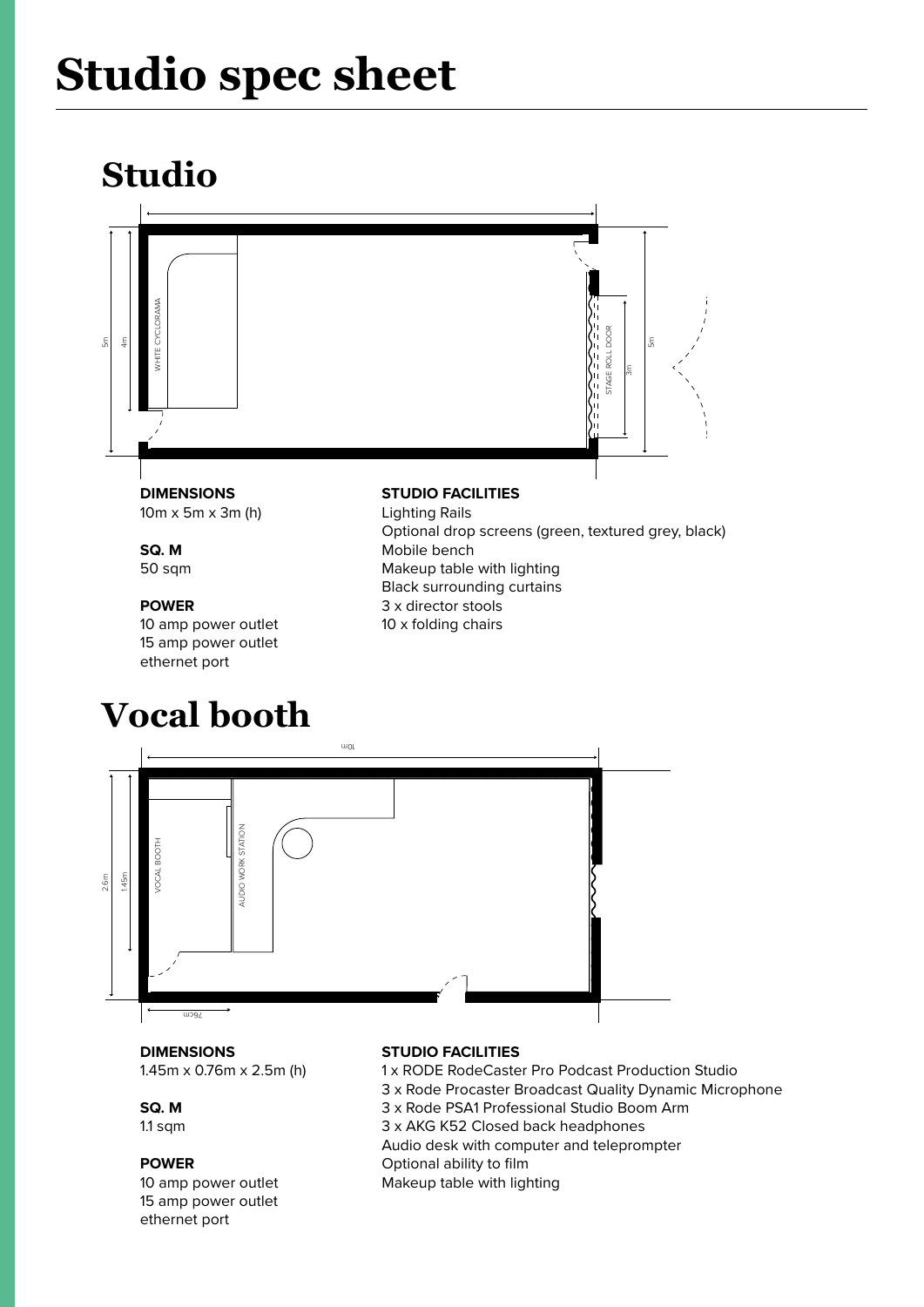# Studio spec sheet

## Studio

5m
4m
WHITE CYCLORAMA
STAGE ROLL DOOR
3m
5m

**DIMENSIONS**
10m x 5m x 3m (h)

**SQ. M**
50 sqm

**POWER**
10 amp power outlet
15 amp power outlet
ethernet port

**STUDIO FACILITIES**
Lighting Rails
Optional drop screens (green, textured grey, black)
Mobile bench
Makeup table with lighting
Black surrounding curtains
3 x director stools
10 x folding chairs

## Vocal booth

10m
2.6m
1.45m
VOCAL BOOTH
AUDIO WORK STATION
76cm

**DIMENSIONS**
1.45m x 0.76m x 2.5m (h)

**SQ. M**
1.1 sqm

**POWER**
10 amp power outlet
15 amp power outlet
ethernet port

**STUDIO FACILITIES**
1 x RODE RodeCaster Pro Podcast Production Studio
3 x Rode Procaster Broadcast Quality Dynamic Microphone
3 x Rode PSA1 Professional Studio Boom Arm
3 x AKG K52 Closed back headphones
Audio desk with computer and teleprompter
Optional ability to film
Makeup table with lighting